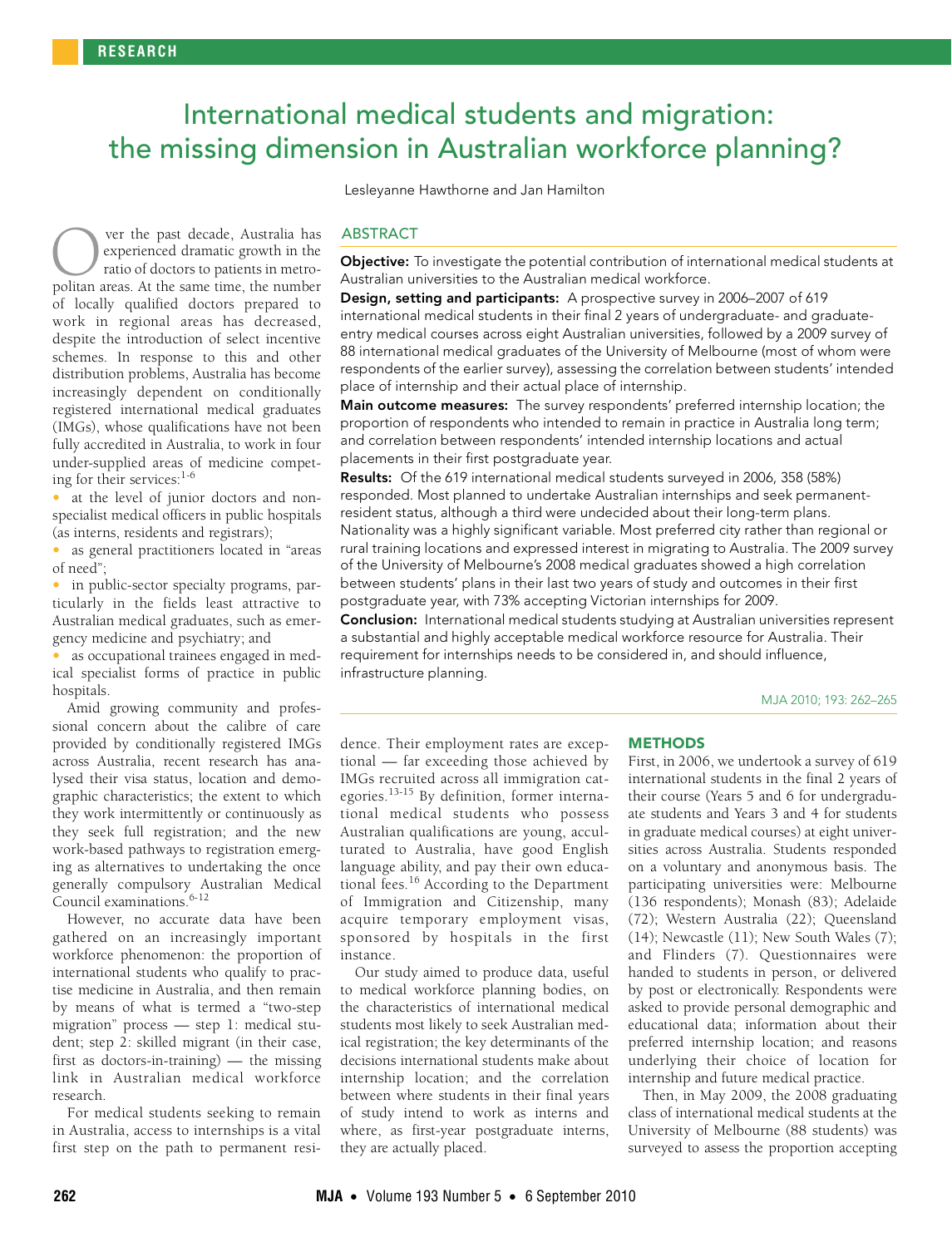RESEARCH

# International medical students and migration: the missing dimension in Australian workforce planning?

Lesleyanne Hawthorne and Jan Hamilton

## ABSTRACT

**Objective:** To investigate the potential contribution of international medical students at Australian universities to the Australian medical workforce.

**Design, setting and participants:** A prospective survey in 2006–2007 of 619 international medical students in their final 2 years of undergraduate- and graduate-entry medical courses across eight Australian universities, followed by a 2009 survey of 88 international medical graduates of the University of Melbourne (most of whom were respondents of the earlier survey), assessing the correlation between students' intended place of internship and their actual place of internship.

**Main outcome measures:** The survey respondents' preferred internship location; the proportion of respondents who intended to remain in practice in Australia long term; and correlation between respondents' intended internship locations and actual placements in their first postgraduate year.

**Results:** Of the 619 international medical students surveyed in 2006, 358 (58%) responded. Most planned to undertake Australian internships and seek permanent-resident status, although a third were undecided about their long-term plans. Nationality was a highly significant variable. Most preferred city rather than regional or rural training locations and expressed interest in migrating to Australia. The 2009 survey of the University of Melbourne's 2008 medical graduates showed a high correlation between students' plans in their last two years of study and outcomes in their first postgraduate year, with 73% accepting Victorian internships for 2009.

**Conclusion:** International medical students studying at Australian universities represent a substantial and highly acceptable medical workforce resource for Australia. Their requirement for internships needs to be considered in, and should influence, infrastructure planning.

Over the past decade, Australia has experienced dramatic growth in the ratio of doctors to patients in metropolitan areas. At the same time, the number of locally qualified doctors prepared to work in regional areas has decreased, despite the introduction of select incentive schemes. In response to this and other distribution problems, Australia has become increasingly dependent on conditionally registered international medical graduates (IMGs), whose qualifications have not been fully accredited in Australia, to work in four under-supplied areas of medicine competing for their services:[1-6]

- at the level of junior doctors and non-specialist medical officers in public hospitals (as interns, residents and registrars);
- as general practitioners located in "areas of need";
- in public-sector specialty programs, particularly in the fields least attractive to Australian medical graduates, such as emergency medicine and psychiatry; and
- as occupational trainees engaged in medical specialist forms of practice in public hospitals.

Amid growing community and professional concern about the calibre of care provided by conditionally registered IMGs across Australia, recent research has analysed their visa status, location and demographic characteristics; the extent to which they work intermittently or continuously as they seek full registration; and the new work-based pathways to registration emerging as alternatives to undertaking the once generally compulsory Australian Medical Council examinations.[6-12]

However, no accurate data have been gathered on an increasingly important workforce phenomenon: the proportion of international students who qualify to practise medicine in Australia, and then remain by means of what is termed a "two-step migration" process — step 1: medical student; step 2: skilled migrant (in their case, first as doctors-in-training) — the missing link in Australian medical workforce research.

For medical students seeking to remain in Australia, access to internships is a vital first step on the path to permanent residence. Their employment rates are exceptional — far exceeding those achieved by IMGs recruited across all immigration categories.[13-15] By definition, former international medical students who possess Australian qualifications are young, acculturated to Australia, have good English language ability, and pay their own educational fees.[16] According to the Department of Immigration and Citizenship, many acquire temporary employment visas, sponsored by hospitals in the first instance.

Our study aimed to produce data, useful to medical workforce planning bodies, on the characteristics of international medical students most likely to seek Australian medical registration; the key determinants of the decisions international students make about internship location; and the correlation between where students in their final years of study intend to work as interns and where, as first-year postgraduate interns, they are actually placed.

## METHODS

First, in 2006, we undertook a survey of 619 international students in the final 2 years of their course (Years 5 and 6 for undergraduate students and Years 3 and 4 for students in graduate medical courses) at eight universities across Australia. Students responded on a voluntary and anonymous basis. The participating universities were: Melbourne (136 respondents); Monash (83); Adelaide (72); Western Australia (22); Queensland (14); Newcastle (11); New South Wales (7); and Flinders (7). Questionnaires were handed to students in person, or delivered by post or electronically. Respondents were asked to provide personal demographic and educational data; information about their preferred internship location; and reasons underlying their choice of location for internship and future medical practice.

Then, in May 2009, the 2008 graduating class of international medical students at the University of Melbourne (88 students) was surveyed to assess the proportion accepting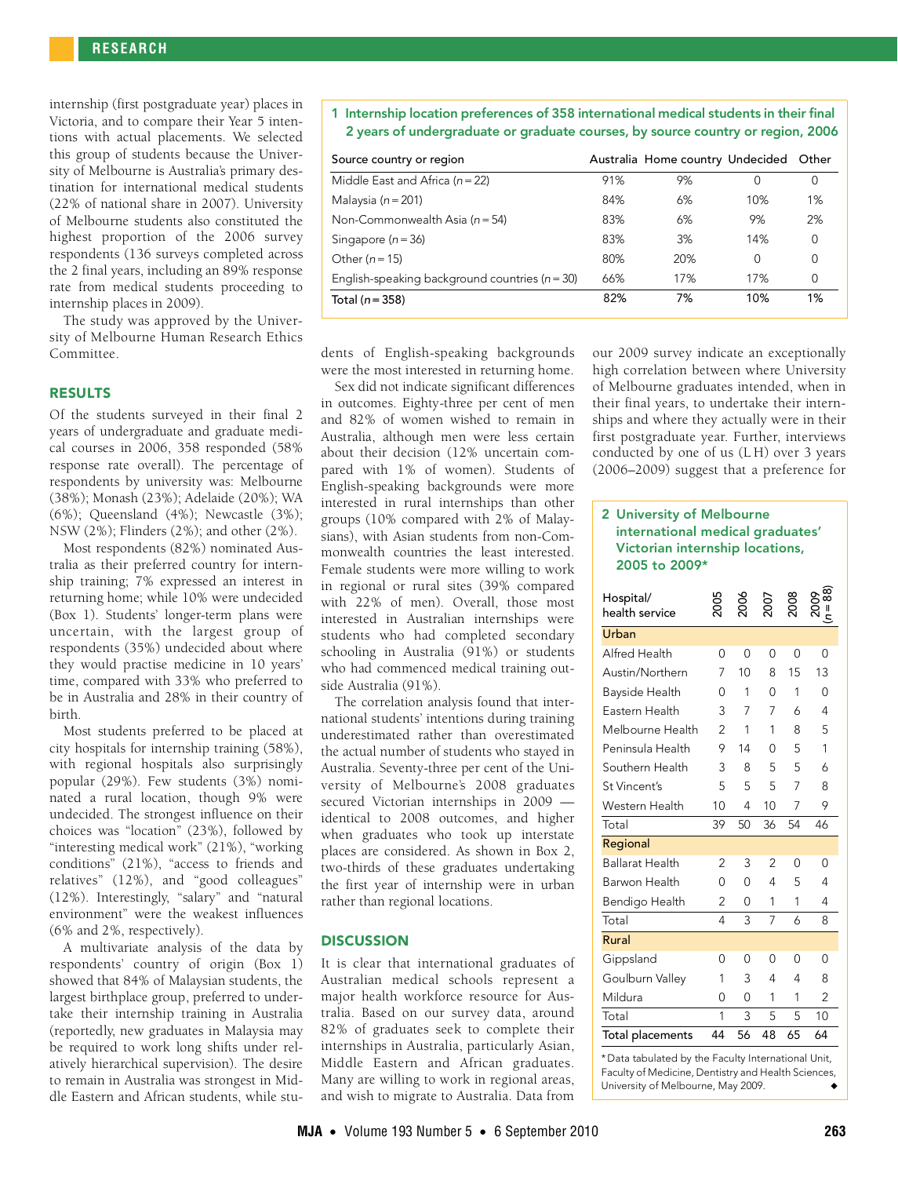internship (first postgraduate year) places in Victoria, and to compare their Year 5 intentions with actual placements. We selected this group of students because the University of Melbourne is Australia's primary destination for international medical students (22% of national share in 2007). University of Melbourne students also constituted the highest proportion of the 2006 survey respondents (136 surveys completed across the 2 final years, including an 89% response rate from medical students proceeding to internship places in 2009).

The study was approved by the University of Melbourne Human Research Ethics Committee.

## RESULTS

Of the students surveyed in their final 2 years of undergraduate and graduate medical courses in 2006, 358 responded (58% response rate overall). The percentage of respondents by university was: Melbourne (38%); Monash (23%); Adelaide (20%); WA (6%); Queensland (4%); Newcastle (3%); NSW (2%); Flinders (2%); and other (2%).

Most respondents (82%) nominated Australia as their preferred country for internship training; 7% expressed an interest in returning home; while 10% were undecided (Box 1). Students' longer-term plans were uncertain, with the largest group of respondents (35%) undecided about where they would practise medicine in 10 years' time, compared with 33% who preferred to be in Australia and 28% in their country of birth.

Most students preferred to be placed at city hospitals for internship training (58%), with regional hospitals also surprisingly popular (29%). Few students (3%) nominated a rural location, though 9% were undecided. The strongest influence on their choices was "location" (23%), followed by "interesting medical work" (21%), "working conditions" (21%), "access to friends and relatives" (12%), and "good colleagues" (12%). Interestingly, "salary" and "natural environment" were the weakest influences (6% and 2%, respectively).

A multivariate analysis of the data by respondents' country of origin (Box 1) showed that 84% of Malaysian students, the largest birthplace group, preferred to undertake their internship training in Australia (reportedly, new graduates in Malaysia may be required to work long shifts under relatively hierarchical supervision). The desire to remain in Australia was strongest in Middle Eastern and African students, while students of English-speaking backgrounds were the most interested in returning home.

**1 Internship location preferences of 358 international medical students in their final 2 years of undergraduate or graduate courses, by source country or region, 2006**

| Source country or region | Australia | Home country | Undecided | Other |
|---|---|---|---|---|
| Middle East and Africa (*n* = 22) | 91% | 9% | 0 | 0 |
| Malaysia (*n* = 201) | 84% | 6% | 10% | 1% |
| Non-Commonwealth Asia (*n* = 54) | 83% | 6% | 9% | 2% |
| Singapore (*n* = 36) | 83% | 3% | 14% | 0 |
| Other (*n* = 15) | 80% | 20% | 0 | 0 |
| English-speaking background countries (*n* = 30) | 66% | 17% | 17% | 0 |
| Total (*n* = 358) | 82% | 7% | 10% | 1% |

Sex did not indicate significant differences in outcomes. Eighty-three per cent of men and 82% of women wished to remain in Australia, although men were less certain about their decision (12% uncertain compared with 1% of women). Students of English-speaking backgrounds were more interested in rural internships than other groups (10% compared with 2% of Malaysians), with Asian students from non-Commonwealth countries the least interested. Female students were more willing to work in regional or rural sites (39% compared with 22% of men). Overall, those most interested in Australian internships were students who had completed secondary schooling in Australia (91%) or students who had commenced medical training outside Australia (91%).

The correlation analysis found that international students' intentions during training underestimated rather than overestimated the actual number of students who stayed in Australia. Seventy-three per cent of the University of Melbourne's 2008 graduates secured Victorian internships in 2009 — identical to 2008 outcomes, and higher when graduates who took up interstate places are considered. As shown in Box 2, two-thirds of these graduates undertaking the first year of internship were in urban rather than regional locations.

## DISCUSSION

It is clear that international graduates of Australian medical schools represent a major health workforce resource for Australia. Based on our survey data, around 82% of graduates seek to complete their internships in Australia, particularly Asian, Middle Eastern and African graduates. Many are willing to work in regional areas, and wish to migrate to Australia. Data from our 2009 survey indicate an exceptionally high correlation between where University of Melbourne graduates intended, when in their final years, to undertake their internships and where they actually were in their first postgraduate year. Further, interviews conducted by one of us (L H) over 3 years (2006–2009) suggest that a preference for

**2 University of Melbourne international medical graduates' Victorian internship locations, 2005 to 2009***

| Hospital/ health service | 2005 | 2006 | 2007 | 2008 | 2009 (*n* = 88) |
|---|---|---|---|---|---|
| **Urban** | | | | | |
| Alfred Health | 0 | 0 | 0 | 0 | 0 |
| Austin/Northern | 7 | 10 | 8 | 15 | 13 |
| Bayside Health | 0 | 1 | 0 | 1 | 0 |
| Eastern Health | 3 | 7 | 7 | 6 | 4 |
| Melbourne Health | 2 | 1 | 1 | 8 | 5 |
| Peninsula Health | 9 | 14 | 0 | 5 | 1 |
| Southern Health | 3 | 8 | 5 | 5 | 6 |
| St Vincent's | 5 | 5 | 5 | 7 | 8 |
| Western Health | 10 | 4 | 10 | 7 | 9 |
| Total | 39 | 50 | 36 | 54 | 46 |
| **Regional** | | | | | |
| Ballarat Health | 2 | 3 | 2 | 0 | 0 |
| Barwon Health | 0 | 0 | 4 | 5 | 4 |
| Bendigo Health | 2 | 0 | 1 | 1 | 4 |
| Total | 4 | 3 | 7 | 6 | 8 |
| **Rural** | | | | | |
| Gippsland | 0 | 0 | 0 | 0 | 0 |
| Goulburn Valley | 1 | 3 | 4 | 4 | 8 |
| Mildura | 0 | 0 | 1 | 1 | 2 |
| Total | 1 | 3 | 5 | 5 | 10 |
| Total placements | 44 | 56 | 48 | 65 | 64 |

*Data tabulated by the Faculty International Unit, Faculty of Medicine, Dentistry and Health Sciences, University of Melbourne, May 2009.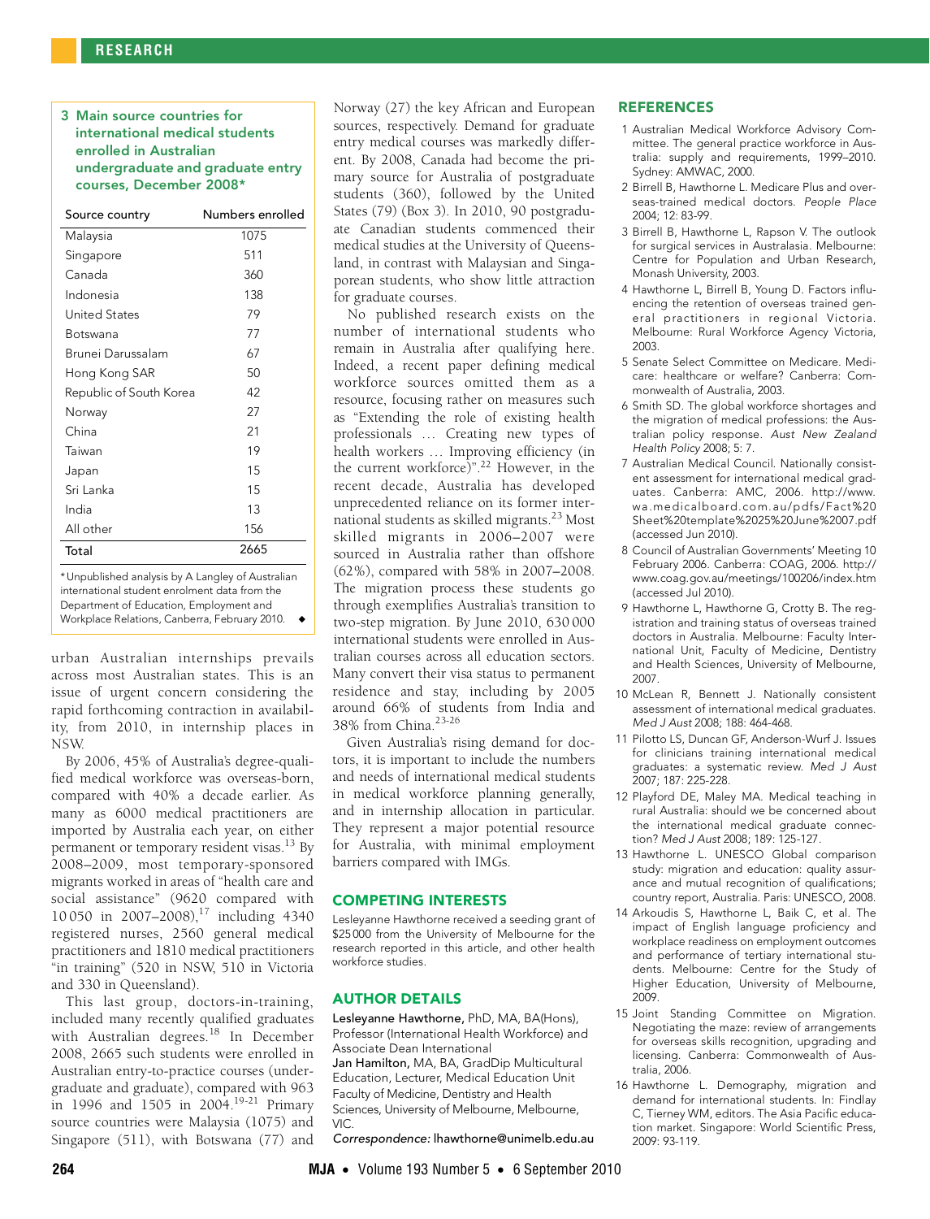**3 Main source countries for international medical students enrolled in Australian undergraduate and graduate entry courses, December 2008***

| Source country | Numbers enrolled |
|---|---|
| Malaysia | 1075 |
| Singapore | 511 |
| Canada | 360 |
| Indonesia | 138 |
| United States | 79 |
| Botswana | 77 |
| Brunei Darussalam | 67 |
| Hong Kong SAR | 50 |
| Republic of South Korea | 42 |
| Norway | 27 |
| China | 21 |
| Taiwan | 19 |
| Japan | 15 |
| Sri Lanka | 15 |
| India | 13 |
| All other | 156 |
| Total | 2665 |

*Unpublished analysis by A Langley of Australian international student enrolment data from the Department of Education, Employment and Workplace Relations, Canberra, February 2010. ◆

urban Australian internships prevails across most Australian states. This is an issue of urgent concern considering the rapid forthcoming contraction in availability, from 2010, in internship places in NSW.

By 2006, 45% of Australia's degree-qualified medical workforce was overseas-born, compared with 40% a decade earlier. As many as 6000 medical practitioners are imported by Australia each year, on either permanent or temporary resident visas.[13] By 2008–2009, most temporary-sponsored migrants worked in areas of "health care and social assistance" (9620 compared with 10 050 in 2007–2008),[17] including 4340 registered nurses, 2560 general medical practitioners and 1810 medical practitioners "in training" (520 in NSW, 510 in Victoria and 330 in Queensland).

This last group, doctors-in-training, included many recently qualified graduates with Australian degrees.[18] In December 2008, 2665 such students were enrolled in Australian entry-to-practice courses (undergraduate and graduate), compared with 963 in 1996 and 1505 in 2004.[19-21] Primary source countries were Malaysia (1075) and Singapore (511), with Botswana (77) and Norway (27) the key African and European sources, respectively. Demand for graduate entry medical courses was markedly different. By 2008, Canada had become the primary source for Australia of postgraduate students (360), followed by the United States (79) (Box 3). In 2010, 90 postgraduate Canadian students commenced their medical studies at the University of Queensland, in contrast with Malaysian and Singaporean students, who show little attraction for graduate courses.

No published research exists on the number of international students who remain in Australia after qualifying here. Indeed, a recent paper defining medical workforce sources omitted them as a resource, focusing rather on measures such as "Extending the role of existing health professionals … Creating new types of health workers … Improving efficiency (in the current workforce)".[22] However, in the recent decade, Australia has developed unprecedented reliance on its former international students as skilled migrants.[23] Most skilled migrants in 2006–2007 were sourced in Australia rather than offshore (62%), compared with 58% in 2007–2008. The migration process these students go through exemplifies Australia's transition to two-step migration. By June 2010, 630 000 international students were enrolled in Australian courses across all education sectors. Many convert their visa status to permanent residence and stay, including by 2005 around 66% of students from India and 38% from China.[23-26]

Given Australia's rising demand for doctors, it is important to include the numbers and needs of international medical students in medical workforce planning generally, and in internship allocation in particular. They represent a major potential resource for Australia, with minimal employment barriers compared with IMGs.

## COMPETING INTERESTS

Lesleyanne Hawthorne received a seeding grant of $25 000 from the University of Melbourne for the research reported in this article, and other health workforce studies.

## AUTHOR DETAILS

**Lesleyanne Hawthorne,** PhD, MA, BA(Hons), Professor (International Health Workforce) and Associate Dean International
**Jan Hamilton,** MA, BA, GradDip Multicultural Education, Lecturer, Medical Education Unit
Faculty of Medicine, Dentistry and Health Sciences, University of Melbourne, Melbourne, VIC.
*Correspondence:* lhawthorne@unimelb.edu.au

## REFERENCES

1 Australian Medical Workforce Advisory Committee. The general practice workforce in Australia: supply and requirements, 1999–2010. Sydney: AMWAC, 2000.

2 Birrell B, Hawthorne L. Medicare Plus and overseas-trained medical doctors. *People Place* 2004; 12: 83-99.

3 Birrell B, Hawthorne L, Rapson V. The outlook for surgical services in Australasia. Melbourne: Centre for Population and Urban Research, Monash University, 2003.

4 Hawthorne L, Birrell B, Young D. Factors influencing the retention of overseas trained general practitioners in regional Victoria. Melbourne: Rural Workforce Agency Victoria, 2003.

5 Senate Select Committee on Medicare. Medicare: healthcare or welfare? Canberra: Commonwealth of Australia, 2003.

6 Smith SD. The global workforce shortages and the migration of medical professions: the Australian policy response. *Aust New Zealand Health Policy* 2008; 5: 7.

7 Australian Medical Council. Nationally consistent assessment for international medical graduates. Canberra: AMC, 2006. http://www.wa.medicalboard.com.au/pdfs/Fact%20Sheet%20template%2025%20June%2007.pdf (accessed Jun 2010).

8 Council of Australian Governments' Meeting 10 February 2006. Canberra: COAG, 2006. http://www.coag.gov.au/meetings/100206/index.htm (accessed Jul 2010).

9 Hawthorne L, Hawthorne G, Crotty B. The registration and training status of overseas trained doctors in Australia. Melbourne: Faculty International Unit, Faculty of Medicine, Dentistry and Health Sciences, University of Melbourne, 2007.

10 McLean R, Bennett J. Nationally consistent assessment of international medical graduates. *Med J Aust* 2008; 188: 464-468.

11 Pilotto LS, Duncan GF, Anderson-Wurf J. Issues for clinicians training international medical graduates: a systematic review. *Med J Aust* 2007; 187: 225-228.

12 Playford DE, Maley MA. Medical teaching in rural Australia: should we be concerned about the international medical graduate connection? *Med J Aust* 2008; 189: 125-127.

13 Hawthorne L. UNESCO Global comparison study: migration and education: quality assurance and mutual recognition of qualifications; country report, Australia. Paris: UNESCO, 2008.

14 Arkoudis S, Hawthorne L, Baik C, et al. The impact of English language proficiency and workplace readiness on employment outcomes and performance of tertiary international students. Melbourne: Centre for the Study of Higher Education, University of Melbourne, 2009.

15 Joint Standing Committee on Migration. Negotiating the maze: review of arrangements for overseas skills recognition, upgrading and licensing. Canberra: Commonwealth of Australia, 2006.

16 Hawthorne L. Demography, migration and demand for international students. In: Findlay C, Tierney WM, editors. The Asia Pacific education market. Singapore: World Scientific Press, 2009: 93-119.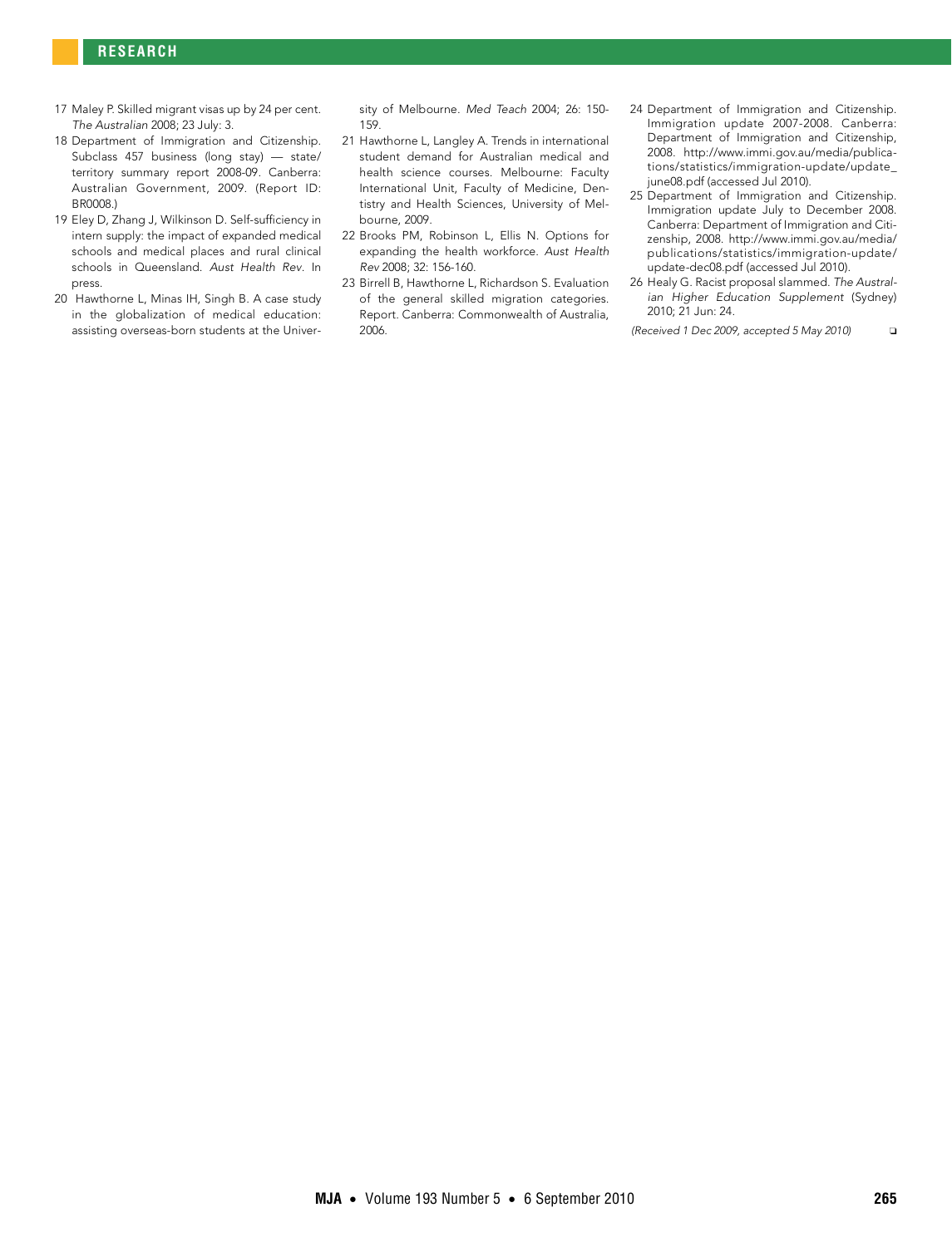17 Maley P. Skilled migrant visas up by 24 per cent. *The Australian* 2008; 23 July: 3.

18 Department of Immigration and Citizenship. Subclass 457 business (long stay) — state/territory summary report 2008-09. Canberra: Australian Government, 2009. (Report ID: BR0008.)

19 Eley D, Zhang J, Wilkinson D. Self-sufficiency in intern supply: the impact of expanded medical schools and medical places and rural clinical schools in Queensland. *Aust Health Rev*. In press.

20 Hawthorne L, Minas IH, Singh B. A case study in the globalization of medical education: assisting overseas-born students at the University of Melbourne. *Med Teach* 2004; 26: 150-159.

21 Hawthorne L, Langley A. Trends in international student demand for Australian medical and health science courses. Melbourne: Faculty International Unit, Faculty of Medicine, Dentistry and Health Sciences, University of Melbourne, 2009.

22 Brooks PM, Robinson L, Ellis N. Options for expanding the health workforce. *Aust Health Rev* 2008; 32: 156-160.

23 Birrell B, Hawthorne L, Richardson S. Evaluation of the general skilled migration categories. Report. Canberra: Commonwealth of Australia, 2006.

24 Department of Immigration and Citizenship. Immigration update 2007-2008. Canberra: Department of Immigration and Citizenship, 2008. http://www.immi.gov.au/media/publications/statistics/immigration-update/update_june08.pdf (accessed Jul 2010).

25 Department of Immigration and Citizenship. Immigration update July to December 2008. Canberra: Department of Immigration and Citizenship, 2008. http://www.immi.gov.au/media/publications/statistics/immigration-update/update-dec08.pdf (accessed Jul 2010).

26 Healy G. Racist proposal slammed. *The Australian Higher Education Supplement* (Sydney) 2010; 21 Jun: 24.

*(Received 1 Dec 2009, accepted 5 May 2010)* ❑